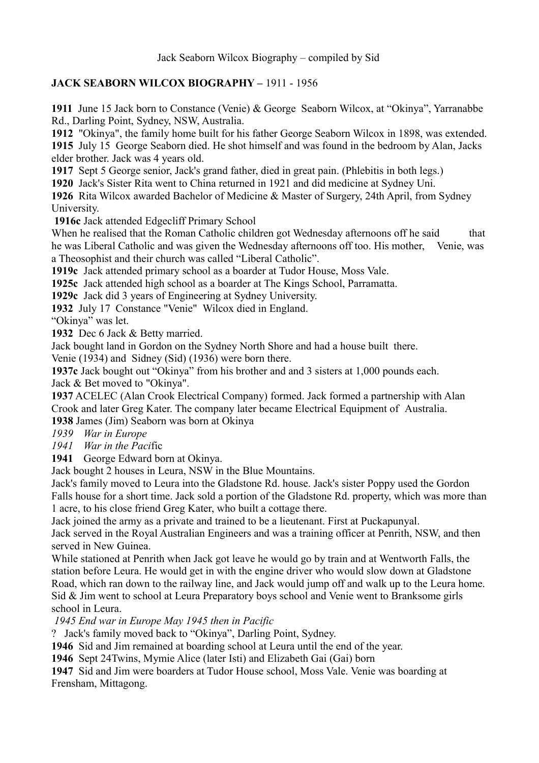Jack Seaborn Wilcox Biography – compiled by Sid

**JACK SEABORN WILCOX BIOGRAPHY –** 1911 - 1956

**1911** June 15 Jack born to Constance (Venie) & George Seaborn Wilcox, at "Okinya", Yarranabbe Rd., Darling Point, Sydney, NSW, Australia.
**1912** "Okinya", the family home built for his father George Seaborn Wilcox in 1898, was extended.
**1915** July 15 George Seaborn died. He shot himself and was found in the bedroom by Alan, Jacks elder brother. Jack was 4 years old.
**1917** Sept 5 George senior, Jack's grand father, died in great pain. (Phlebitis in both legs.)
**1920** Jack's Sister Rita went to China returned in 1921 and did medicine at Sydney Uni.
**1926** Rita Wilcox awarded Bachelor of Medicine & Master of Surgery, 24th April, from Sydney University.
**1916c** Jack attended Edgecliff Primary School
When he realised that the Roman Catholic children got Wednesday afternoons off he said that he was Liberal Catholic and was given the Wednesday afternoons off too. His mother, Venie, was a Theosophist and their church was called "Liberal Catholic".
**1919c** Jack attended primary school as a boarder at Tudor House, Moss Vale.
**1925c** Jack attended high school as a boarder at The Kings School, Parramatta.
**1929c** Jack did 3 years of Engineering at Sydney University.
**1932** July 17 Constance "Venie" Wilcox died in England.
"Okinya" was let.
**1932** Dec 6 Jack & Betty married.
Jack bought land in Gordon on the Sydney North Shore and had a house built there.
Venie (1934) and Sidney (Sid) (1936) were born there.
**1937c** Jack bought out "Okinya" from his brother and and 3 sisters at 1,000 pounds each.
Jack & Bet moved to "Okinya".
**1937** ACELEC (Alan Crook Electrical Company) formed. Jack formed a partnership with Alan Crook and later Greg Kater. The company later became Electrical Equipment of Australia.
**1938** James (Jim) Seaborn was born at Okinya
*1939 War in Europe*
*1941 War in the Paci*fic
**1941** George Edward born at Okinya.
Jack bought 2 houses in Leura, NSW in the Blue Mountains.
Jack's family moved to Leura into the Gladstone Rd. house. Jack's sister Poppy used the Gordon Falls house for a short time. Jack sold a portion of the Gladstone Rd. property, which was more than 1 acre, to his close friend Greg Kater, who built a cottage there.
Jack joined the army as a private and trained to be a lieutenant. First at Puckapunyal.
Jack served in the Royal Australian Engineers and was a training officer at Penrith, NSW, and then served in New Guinea.
While stationed at Penrith when Jack got leave he would go by train and at Wentworth Falls, the station before Leura. He would get in with the engine driver who would slow down at Gladstone Road, which ran down to the railway line, and Jack would jump off and walk up to the Leura home.
Sid & Jim went to school at Leura Preparatory boys school and Venie went to Branksome girls school in Leura.
*1945 End war in Europe May 1945 then in Pacific*
? Jack's family moved back to "Okinya", Darling Point, Sydney.
**1946** Sid and Jim remained at boarding school at Leura until the end of the year.
**1946** Sept 24Twins, Mymie Alice (later Isti) and Elizabeth Gai (Gai) born
**1947** Sid and Jim were boarders at Tudor House school, Moss Vale. Venie was boarding at Frensham, Mittagong.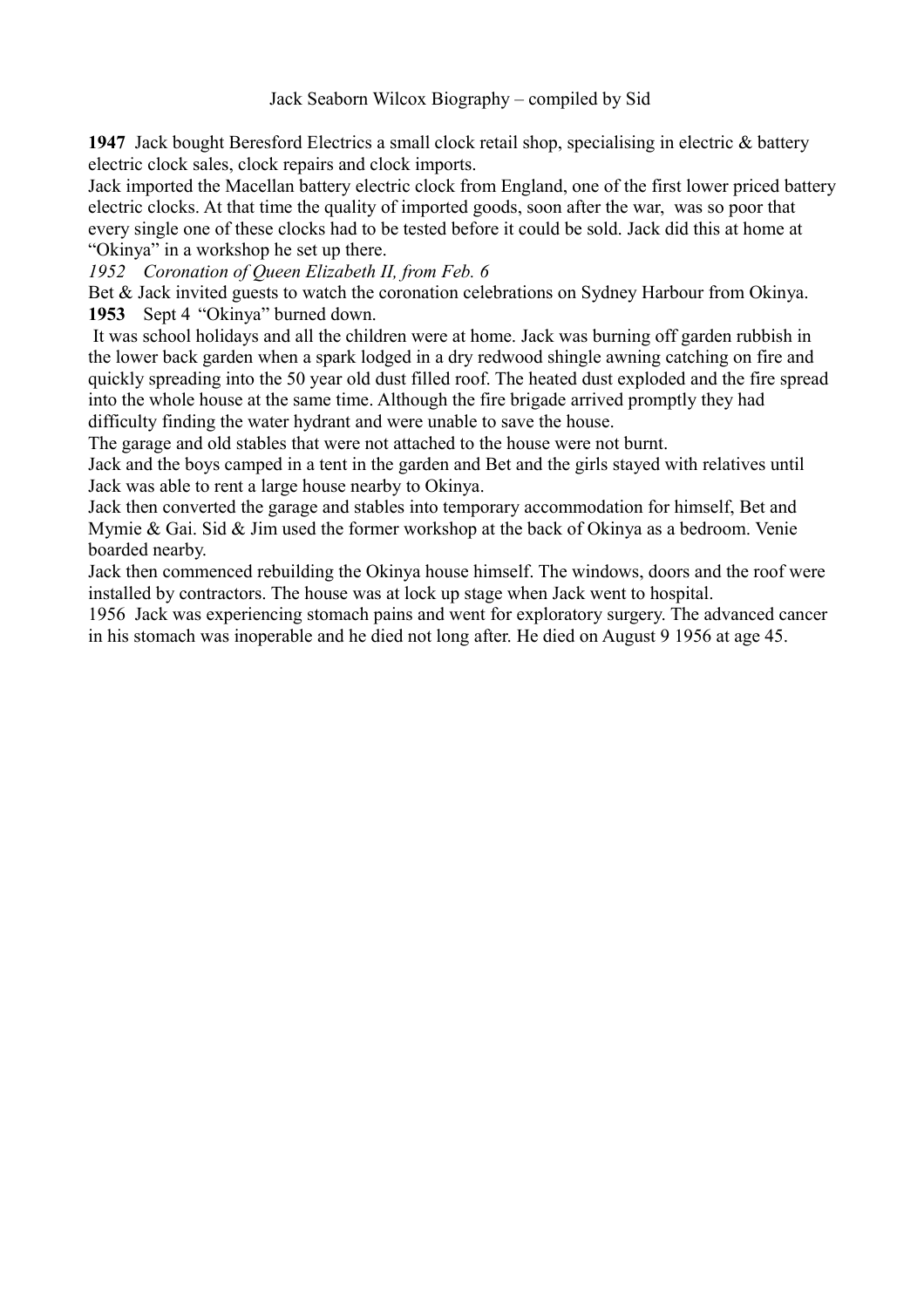Jack Seaborn Wilcox Biography – compiled by Sid

**1947** Jack bought Beresford Electrics a small clock retail shop, specialising in electric & battery electric clock sales, clock repairs and clock imports.

Jack imported the Macellan battery electric clock from England, one of the first lower priced battery electric clocks. At that time the quality of imported goods, soon after the war, was so poor that every single one of these clocks had to be tested before it could be sold. Jack did this at home at "Okinya" in a workshop he set up there.

*1952 Coronation of Queen Elizabeth II, from Feb. 6*

Bet & Jack invited guests to watch the coronation celebrations on Sydney Harbour from Okinya.

**1953** Sept 4 "Okinya" burned down.

It was school holidays and all the children were at home. Jack was burning off garden rubbish in the lower back garden when a spark lodged in a dry redwood shingle awning catching on fire and quickly spreading into the 50 year old dust filled roof. The heated dust exploded and the fire spread into the whole house at the same time. Although the fire brigade arrived promptly they had difficulty finding the water hydrant and were unable to save the house.

The garage and old stables that were not attached to the house were not burnt.

Jack and the boys camped in a tent in the garden and Bet and the girls stayed with relatives until Jack was able to rent a large house nearby to Okinya.

Jack then converted the garage and stables into temporary accommodation for himself, Bet and Mymie & Gai. Sid & Jim used the former workshop at the back of Okinya as a bedroom. Venie boarded nearby.

Jack then commenced rebuilding the Okinya house himself. The windows, doors and the roof were installed by contractors. The house was at lock up stage when Jack went to hospital.

1956 Jack was experiencing stomach pains and went for exploratory surgery. The advanced cancer in his stomach was inoperable and he died not long after. He died on August 9 1956 at age 45.